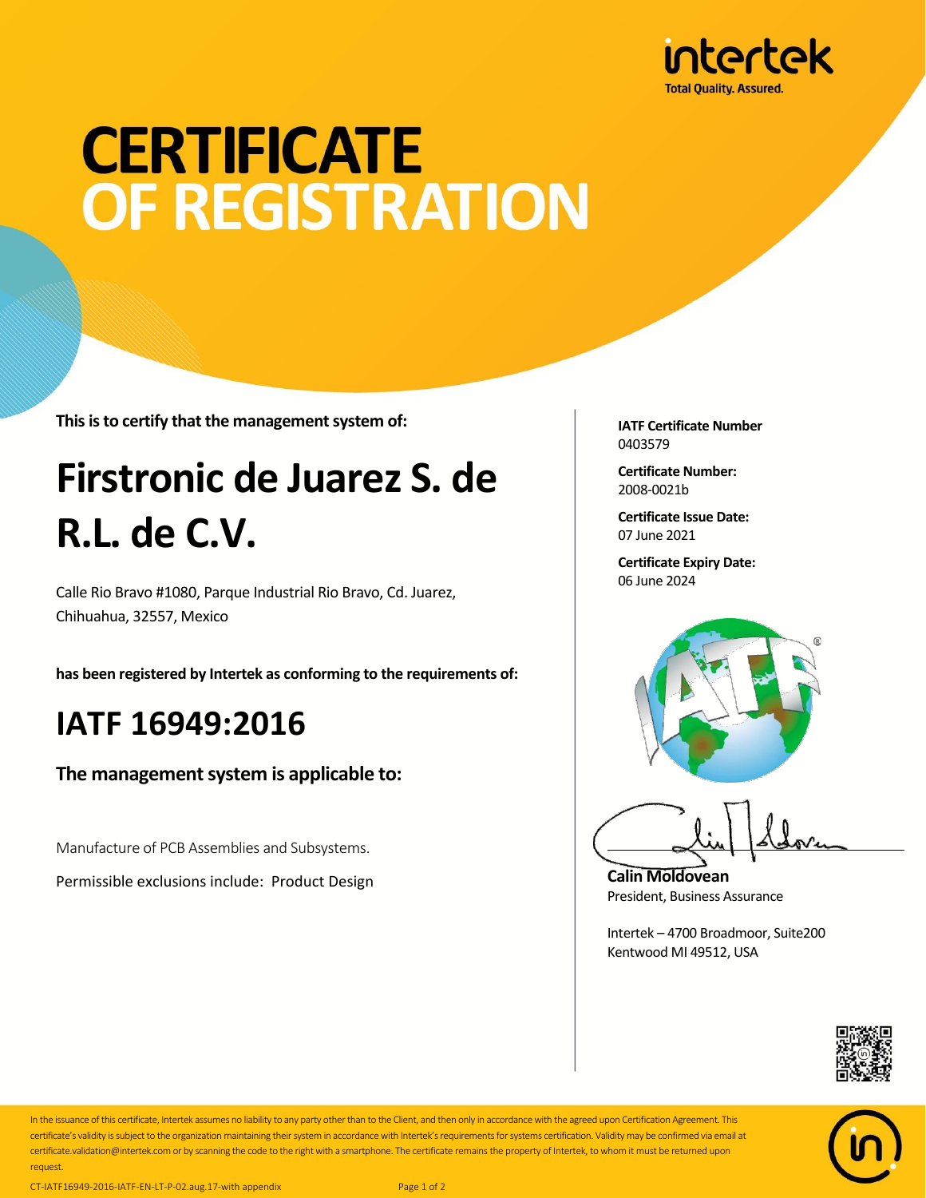intertek
Total Quality. Assured.

# CERTIFICATE OF REGISTRATION

**This is to certify that the management system of:**

## Firstronic de Juarez S. de R.L. de C.V.

Calle Rio Bravo #1080, Parque Industrial Rio Bravo, Cd. Juarez, Chihuahua, 32557, Mexico

**has been registered by Intertek as conforming to the requirements of:**

## IATF 16949:2016

**The management system is applicable to:**

Manufacture of PCB Assemblies and Subsystems.

Permissible exclusions include: Product Design

**IATF Certificate Number**
0403579

**Certificate Number:**
2008-0021b

**Certificate Issue Date:**
07 June 2021

**Certificate Expiry Date:**
06 June 2024

**Calin Moldovean**
President, Business Assurance

Intertek – 4700 Broadmoor, Suite200
Kentwood MI 49512, USA

In the issuance of this certificate, Intertek assumes no liability to any party other than to the Client, and then only in accordance with the agreed upon Certification Agreement. This certificate's validity is subject to the organization maintaining their system in accordance with Intertek's requirements for systems certification. Validity may be confirmed via email at certificate.validation@intertek.com or by scanning the code to the right with a smartphone. The certificate remains the property of Intertek, to whom it must be returned upon request.

CT-IATF16949-2016-IATF-EN-LT-P-02.aug.17-with appendix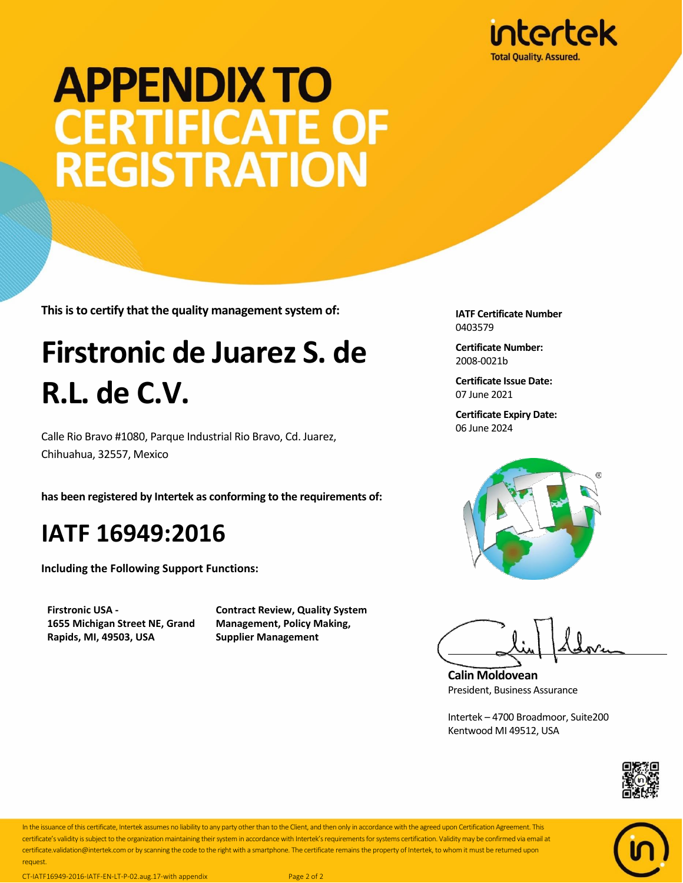intertek

Total Quality. Assured.

# APPENDIX TO CERTIFICATE OF REGISTRATION

**This is to certify that the quality management system of:**

# Firstronic de Juarez S. de R.L. de C.V.

Calle Rio Bravo #1080, Parque Industrial Rio Bravo, Cd. Juarez, Chihuahua, 32557, Mexico

**has been registered by Intertek as conforming to the requirements of:**

## IATF 16949:2016

**Including the Following Support Functions:**

| | |
|---|---|
| **Firstronic USA - 1655 Michigan Street NE, Grand Rapids, MI, 49503, USA** | **Contract Review, Quality System Management, Policy Making, Supplier Management** |

**IATF Certificate Number**
0403579

**Certificate Number:**
2008-0021b

**Certificate Issue Date:**
07 June 2021

**Certificate Expiry Date:**
06 June 2024

**Calin Moldovean**
President, Business Assurance

Intertek – 4700 Broadmoor, Suite200
Kentwood MI 49512, USA

In the issuance of this certificate, Intertek assumes no liability to any party other than to the Client, and then only in accordance with the agreed upon Certification Agreement. This certificate's validity is subject to the organization maintaining their system in accordance with Intertek's requirements for systems certification. Validity may be confirmed via email at certificate.validation@intertek.com or by scanning the code to the right with a smartphone. The certificate remains the property of Intertek, to whom it must be returned upon request.

CT-IATF16949-2016-IATF-EN-LT-P-02.aug.17-with appendix